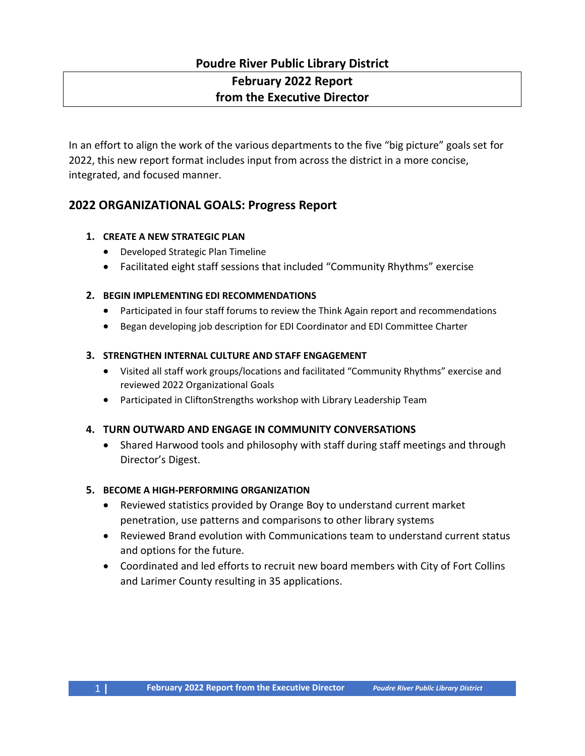# Poudre River Public Library District

## February 2022 Report from the Executive Director

In an effort to align the work of the various departments to the five "big picture" goals set for 2022, this new report format includes input from across the district in a more concise, integrated, and focused manner.

## 2022 ORGANIZATIONAL GOALS: Progress Report

1. **CREATE A NEW STRATEGIC PLAN**
   - Developed Strategic Plan Timeline
   - Facilitated eight staff sessions that included "Community Rhythms" exercise

2. **BEGIN IMPLEMENTING EDI RECOMMENDATIONS**
   - Participated in four staff forums to review the Think Again report and recommendations
   - Began developing job description for EDI Coordinator and EDI Committee Charter

3. **STRENGTHEN INTERNAL CULTURE AND STAFF ENGAGEMENT**
   - Visited all staff work groups/locations and facilitated "Community Rhythms" exercise and reviewed 2022 Organizational Goals
   - Participated in CliftonStrengths workshop with Library Leadership Team

4. **TURN OUTWARD AND ENGAGE IN COMMUNITY CONVERSATIONS**
   - Shared Harwood tools and philosophy with staff during staff meetings and through Director's Digest.

5. **BECOME A HIGH-PERFORMING ORGANIZATION**
   - Reviewed statistics provided by Orange Boy to understand current market penetration, use patterns and comparisons to other library systems
   - Reviewed Brand evolution with Communications team to understand current status and options for the future.
   - Coordinated and led efforts to recruit new board members with City of Fort Collins and Larimer County resulting in 35 applications.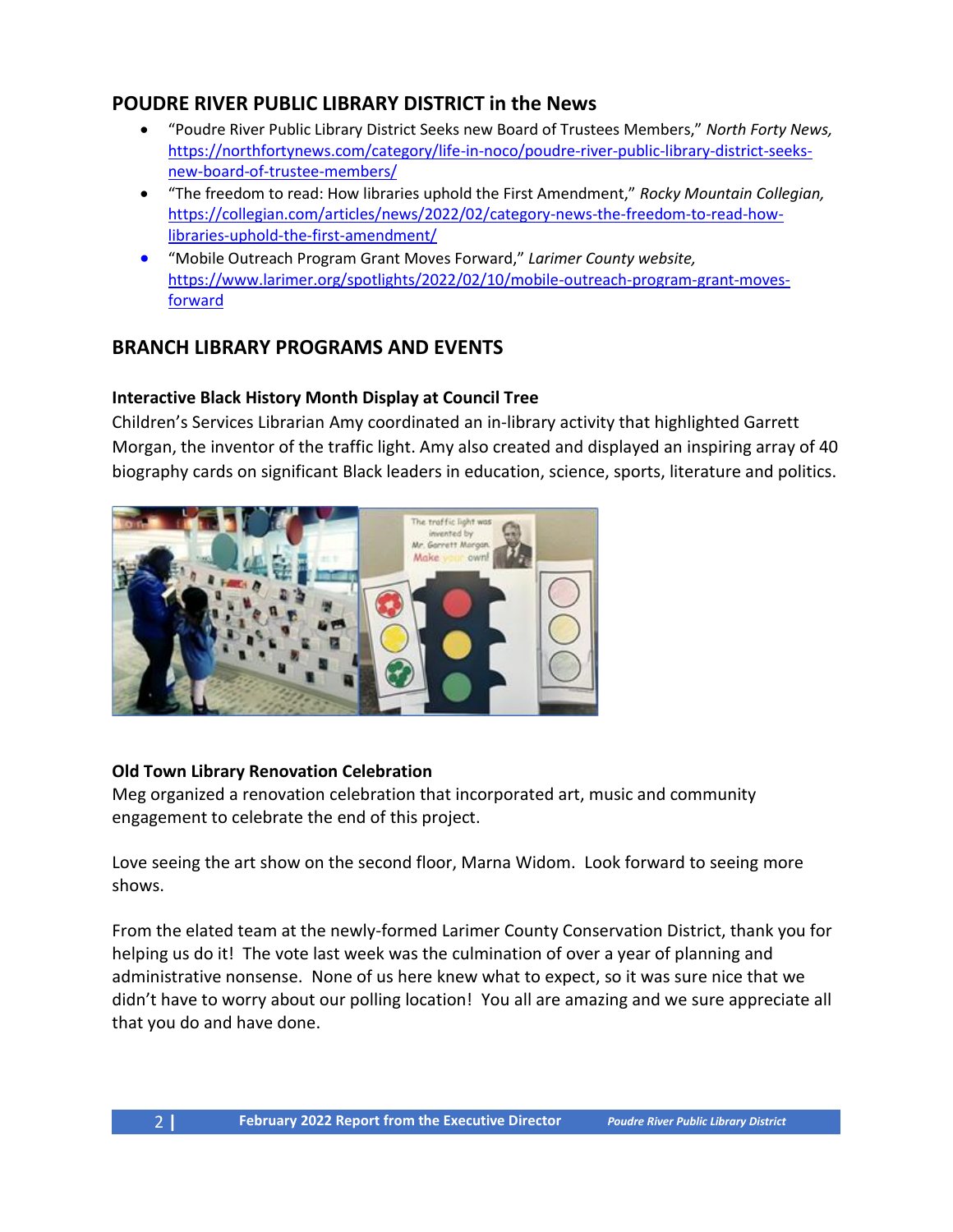## POUDRE RIVER PUBLIC LIBRARY DISTRICT in the News

- "Poudre River Public Library District Seeks new Board of Trustees Members," *North Forty News,* https://northfortynews.com/category/life-in-noco/poudre-river-public-library-district-seeks-new-board-of-trustee-members/
- "The freedom to read: How libraries uphold the First Amendment," *Rocky Mountain Collegian,* https://collegian.com/articles/news/2022/02/category-news-the-freedom-to-read-how-libraries-uphold-the-first-amendment/
- "Mobile Outreach Program Grant Moves Forward," *Larimer County website,* https://www.larimer.org/spotlights/2022/02/10/mobile-outreach-program-grant-moves-forward

## BRANCH LIBRARY PROGRAMS AND EVENTS

### Interactive Black History Month Display at Council Tree

Children's Services Librarian Amy coordinated an in-library activity that highlighted Garrett Morgan, the inventor of the traffic light. Amy also created and displayed an inspiring array of 40 biography cards on significant Black leaders in education, science, sports, literature and politics.

### Old Town Library Renovation Celebration

Meg organized a renovation celebration that incorporated art, music and community engagement to celebrate the end of this project.

Love seeing the art show on the second floor, Marna Widom. Look forward to seeing more shows.

From the elated team at the newly-formed Larimer County Conservation District, thank you for helping us do it! The vote last week was the culmination of over a year of planning and administrative nonsense. None of us here knew what to expect, so it was sure nice that we didn't have to worry about our polling location! You all are amazing and we sure appreciate all that you do and have done.